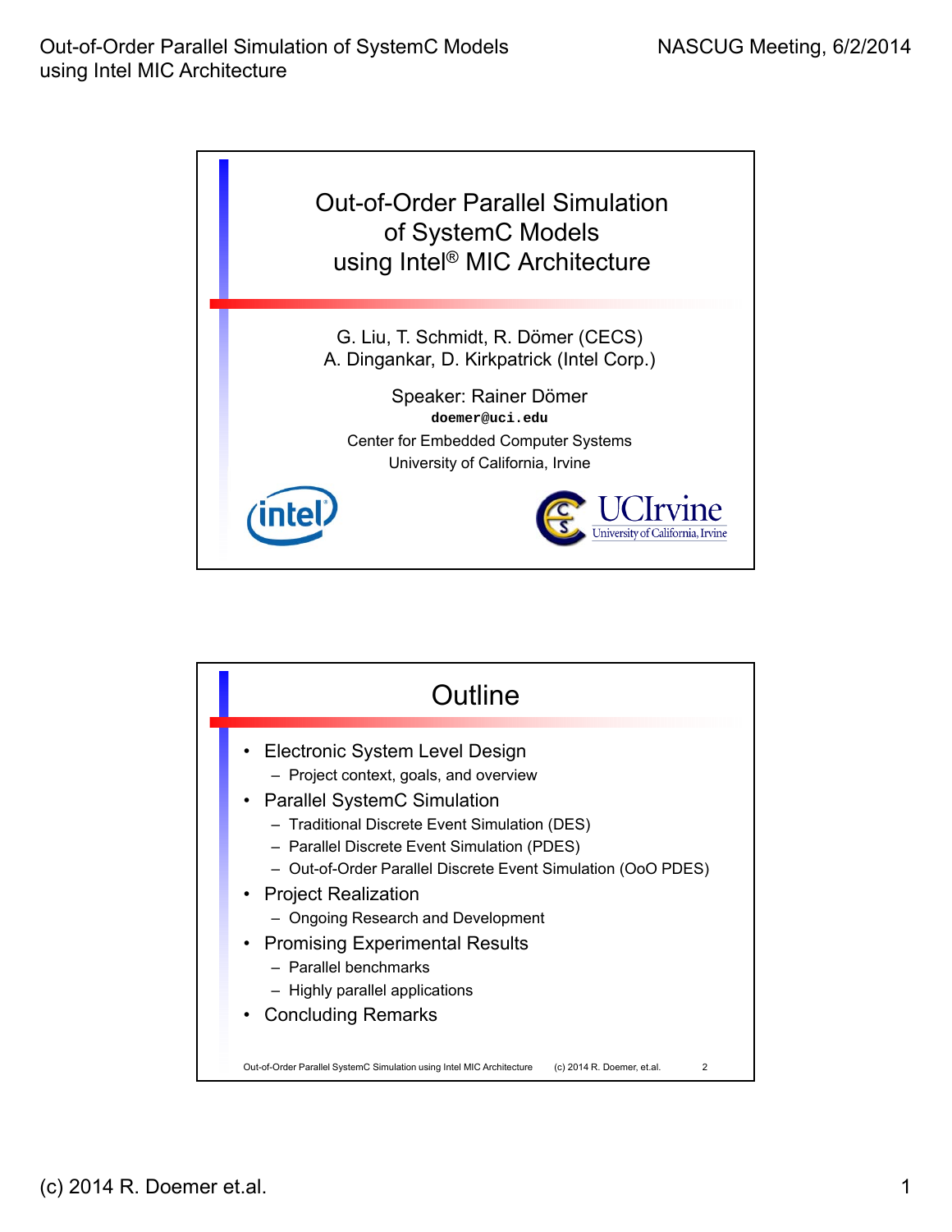# Out-of-Order Parallel Simulation of SystemC Models using Intel® MIC Architecture

G. Liu, T. Schmidt, R. Dömer (CECS)
A. Dingankar, D. Kirkpatrick (Intel Corp.)

Speaker: Rainer Dömer
doemer@uci.edu
Center for Embedded Computer Systems
University of California, Irvine

## Outline

- Electronic System Level Design
  - Project context, goals, and overview
- Parallel SystemC Simulation
  - Traditional Discrete Event Simulation (DES)
  - Parallel Discrete Event Simulation (PDES)
  - Out-of-Order Parallel Discrete Event Simulation (OoO PDES)
- Project Realization
  - Ongoing Research and Development
- Promising Experimental Results
  - Parallel benchmarks
  - Highly parallel applications
- Concluding Remarks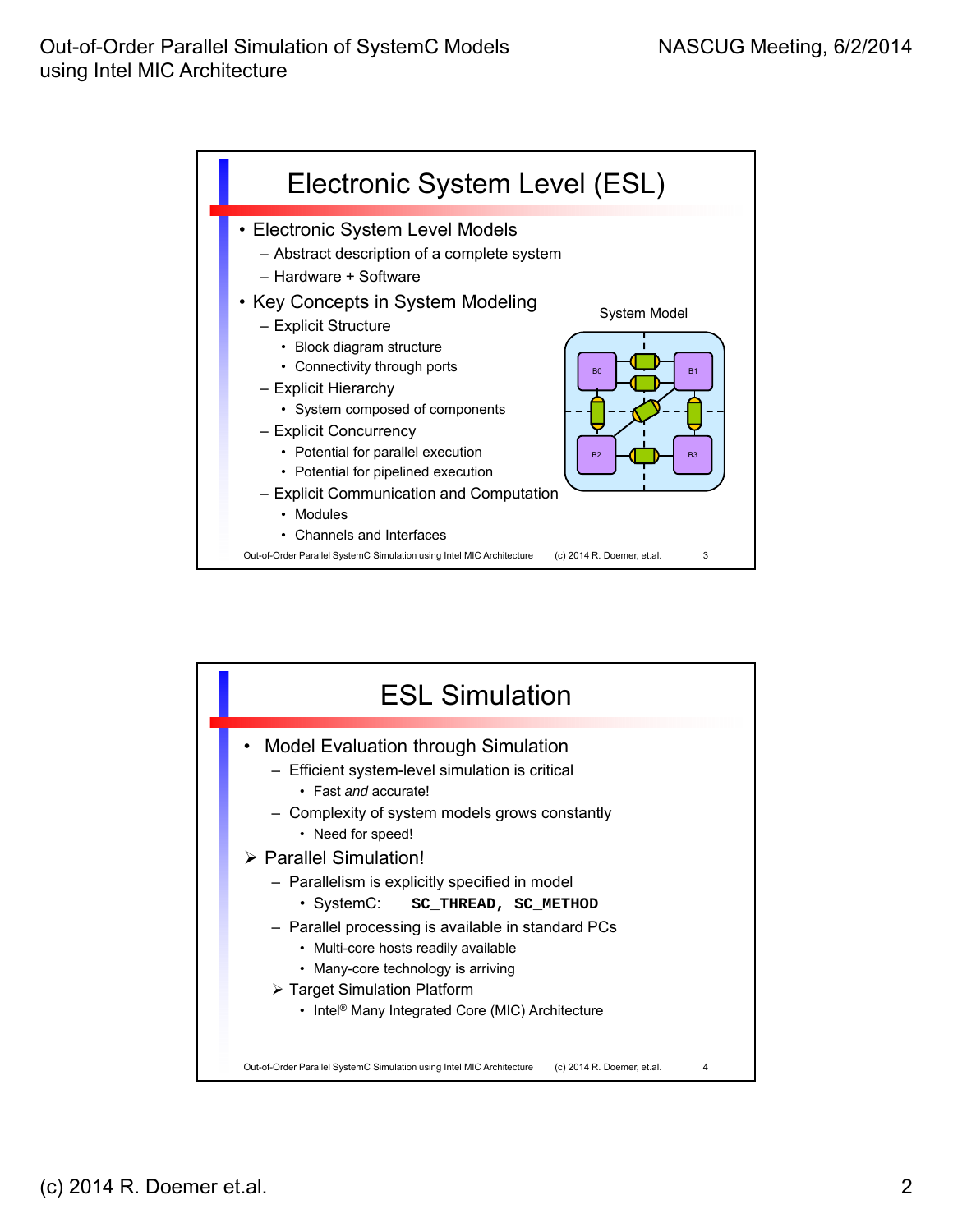## Electronic System Level (ESL)

- Electronic System Level Models
  - Abstract description of a complete system
  - Hardware + Software
- Key Concepts in System Modeling
  - Explicit Structure
    - Block diagram structure
    - Connectivity through ports
  - Explicit Hierarchy
    - System composed of components
  - Explicit Concurrency
    - Potential for parallel execution
    - Potential for pipelined execution
  - Explicit Communication and Computation
    - Modules
    - Channels and Interfaces

System Model

B0 B1 B2 B3

## ESL Simulation

- Model Evaluation through Simulation
  - Efficient system-level simulation is critical
    - Fast *and* accurate!
  - Complexity of system models grows constantly
    - Need for speed!
- ➢ Parallel Simulation!
  - Parallelism is explicitly specified in model
    - SystemC: **`SC_THREAD, SC_METHOD`**
  - Parallel processing is available in standard PCs
    - Multi-core hosts readily available
    - Many-core technology is arriving
  - ➢ Target Simulation Platform
    - Intel® Many Integrated Core (MIC) Architecture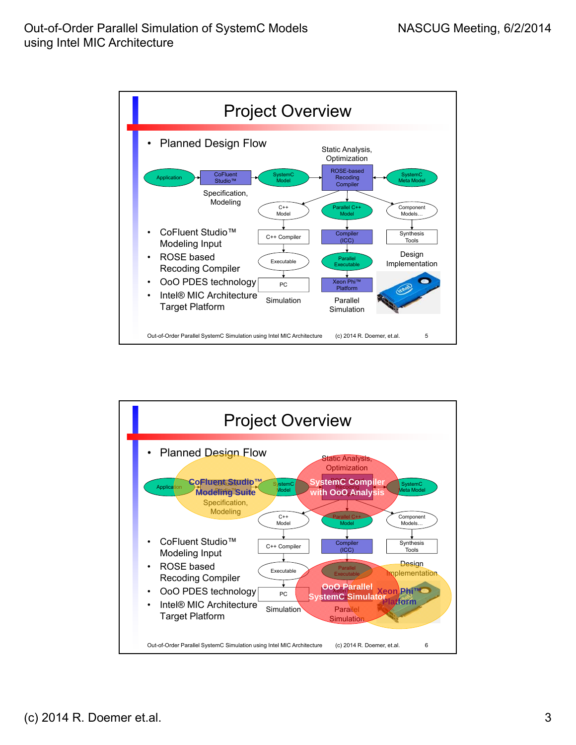## Project Overview

- Planned Design Flow

Application → CoFluent Studio™ → SystemC Model → ROSE-based Recoding Compiler ↔ SystemC Meta Model

Specification, Modeling

Static Analysis, Optimization

C++ Model → C++ Compiler → Executable → PC → Simulation

Parallel C++ Model → Compiler (ICC) → Parallel Executable → Xeon Phi™ Platform → Parallel Simulation

Component Models… → Synthesis Tools → Design Implementation

- CoFluent Studio™ Modeling Input
- ROSE based Recoding Compiler
- OoO PDES technology
- Intel® MIC Architecture Target Platform

Out-of-Order Parallel SystemC Simulation using Intel MIC Architecture (c) 2014 R. Doemer, et.al. 5

## Project Overview

- Planned Design Flow

CoFluent Studio™ Modeling Suite

SystemC Compiler with OoO Analysis

OoO Parallel SystemC Simulator

Xeon Phi™ Platform

- CoFluent Studio™ Modeling Input
- ROSE based Recoding Compiler
- OoO PDES technology
- Intel® MIC Architecture Target Platform

Out-of-Order Parallel SystemC Simulation using Intel MIC Architecture (c) 2014 R. Doemer, et.al. 6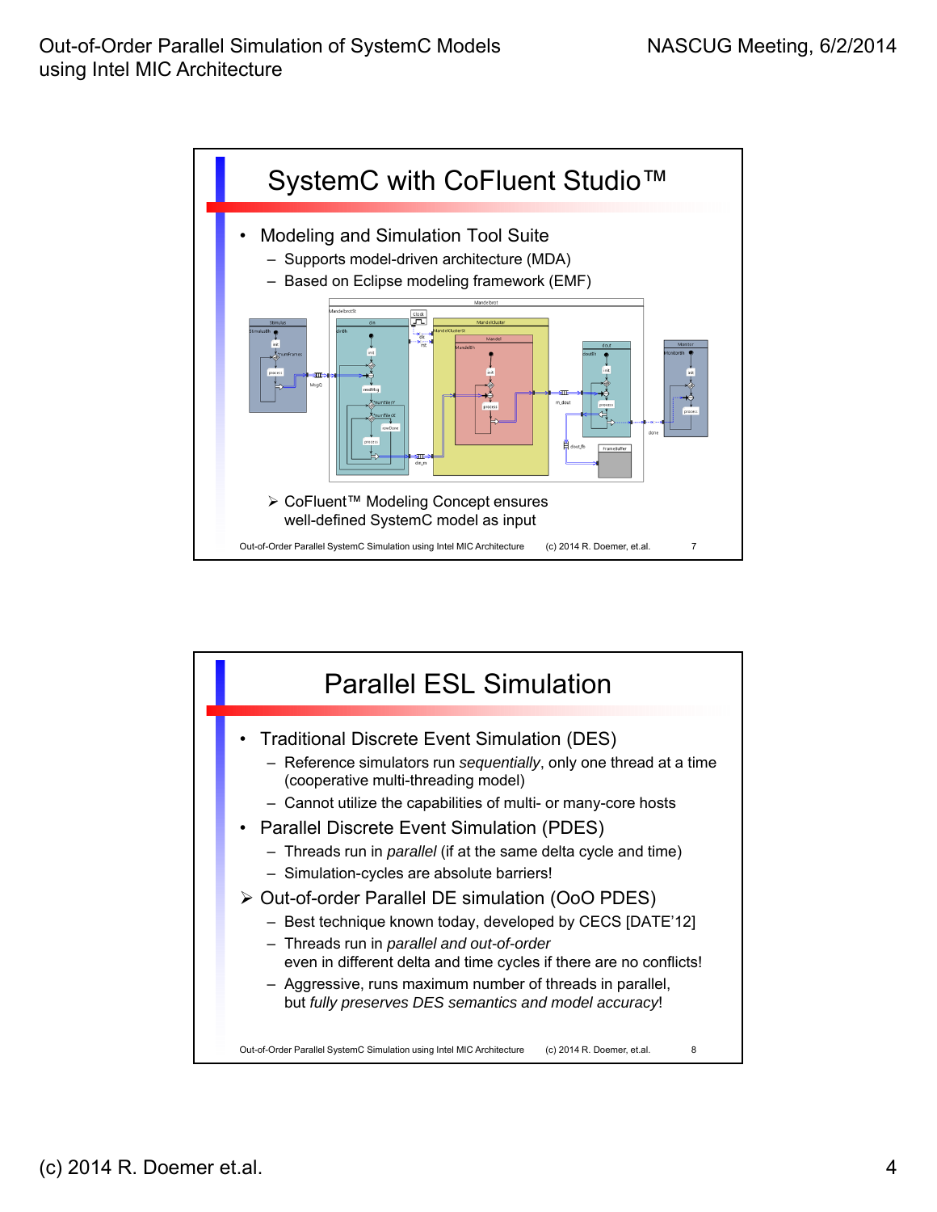## SystemC with CoFluent Studio™

- Modeling and Simulation Tool Suite
  - Supports model-driven architecture (MDA)
  - Based on Eclipse modeling framework (EMF)

➢ CoFluent™ Modeling Concept ensures well-defined SystemC model as input

## Parallel ESL Simulation

- Traditional Discrete Event Simulation (DES)
  - Reference simulators run *sequentially*, only one thread at a time (cooperative multi-threading model)
  - Cannot utilize the capabilities of multi- or many-core hosts
- Parallel Discrete Event Simulation (PDES)
  - Threads run in *parallel* (if at the same delta cycle and time)
  - Simulation-cycles are absolute barriers!

➢ Out-of-order Parallel DE simulation (OoO PDES)
  - Best technique known today, developed by CECS [DATE'12]
  - Threads run in *parallel and out-of-order* even in different delta and time cycles if there are no conflicts!
  - Aggressive, runs maximum number of threads in parallel, but *fully preserves DES semantics and model accuracy*!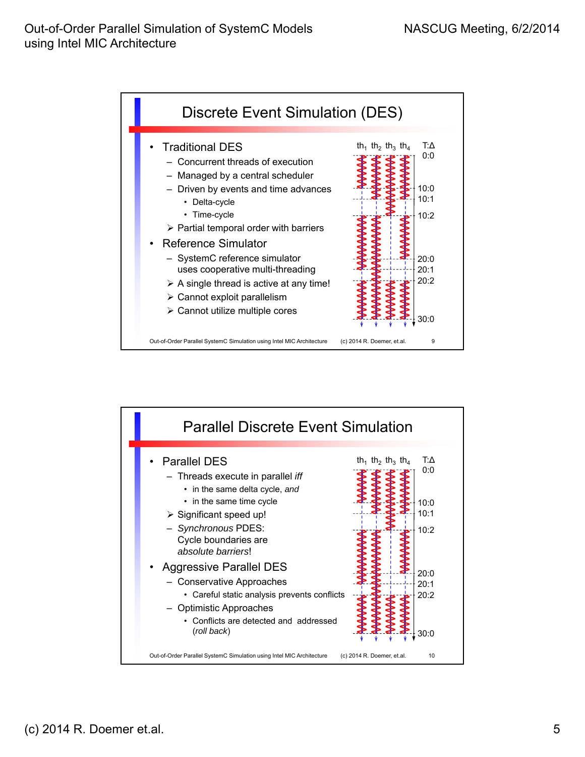## Discrete Event Simulation (DES)

- Traditional DES
  - Concurrent threads of execution
  - Managed by a central scheduler
  - Driven by events and time advances
    - Delta-cycle
    - Time-cycle
  - ➢ Partial temporal order with barriers
- Reference Simulator
  - SystemC reference simulator uses cooperative multi-threading
  - ➢ A single thread is active at any time!
  - ➢ Cannot exploit parallelism
  - ➢ Cannot utilize multiple cores

$th_1$ $th_2$ $th_3$ $th_4$ T:Δ

0:0, 10:0, 10:1, 10:2, 20:0, 20:1, 20:2, 30:0

## Parallel Discrete Event Simulation

- Parallel DES
  - Threads execute in parallel *iff*
    - in the same delta cycle, *and*
    - in the same time cycle
  - ➢ Significant speed up!
  - *Synchronous* PDES: Cycle boundaries are *absolute barriers*!
- Aggressive Parallel DES
  - Conservative Approaches
    - Careful static analysis prevents conflicts
  - Optimistic Approaches
    - Conflicts are detected and addressed (*roll back*)

$th_1$ $th_2$ $th_3$ $th_4$ T:Δ

0:0, 10:0, 10:1, 10:2, 20:0, 20:1, 20:2, 30:0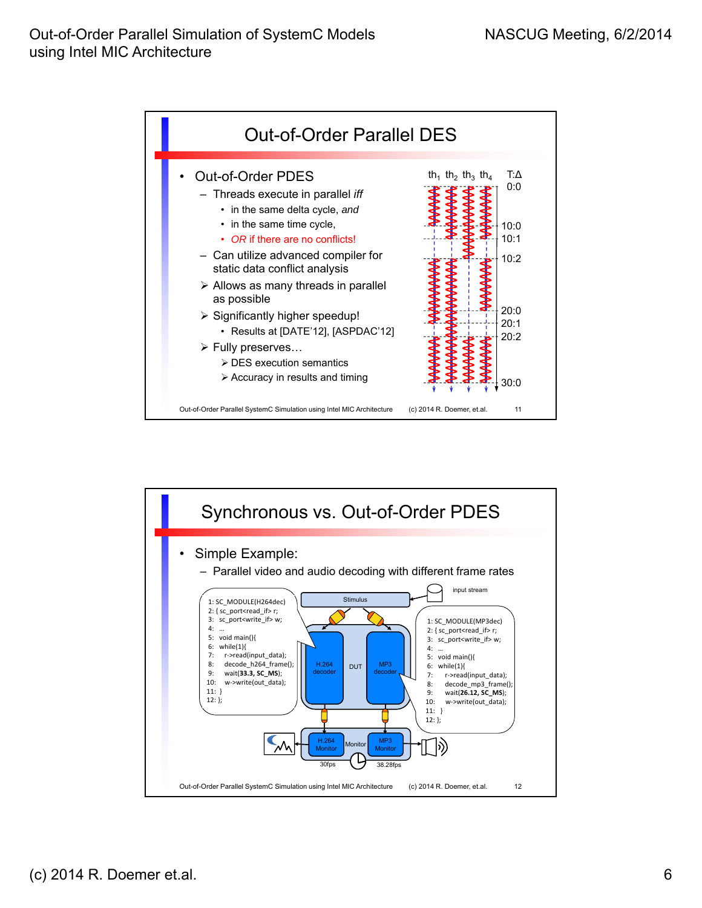## Out-of-Order Parallel DES

- Out-of-Order PDES
  - Threads execute in parallel *iff*
    - in the same delta cycle, *and*
    - in the same time cycle,
    - *OR* if there are no conflicts!
  - Can utilize advanced compiler for static data conflict analysis
  - ➢ Allows as many threads in parallel as possible
  - ➢ Significantly higher speedup!
    - Results at [DATE'12], [ASPDAC'12]
  - ➢ Fully preserves…
    - ➢ DES execution semantics
    - ➢ Accuracy in results and timing

$th_1$ $th_2$ $th_3$ $th_4$ T:Δ

0:0, 10:0, 10:1, 10:2, 20:0, 20:1, 20:2, 30:0

Out-of-Order Parallel SystemC Simulation using Intel MIC Architecture (c) 2014 R. Doemer, et.al. 11

## Synchronous vs. Out-of-Order PDES

- Simple Example:
  - Parallel video and audio decoding with different frame rates

```
1: SC_MODULE(H264dec)
2: { sc_port<read_if> r;
3:   sc_port<write_if> w;
4:   …
5:   void main(){
6:   while(1){
7:     r->read(input_data);
8:     decode_h264_frame();
9:     wait(33.3, SC_MS);
10:    w->write(out_data);
11: }
12: };
```

```
1: SC_MODULE(MP3dec)
2: { sc_port<read_if> r;
3:   sc_port<write_if> w;
4:   …
5:   void main(){
6:   while(1){
7:     r->read(input_data);
8:     decode_mp3_frame();
9:     wait(26.12, SC_MS);
10:    w->write(out_data);
11: }
12: };
```

Stimulus, input stream, DUT: H.264 decoder, MP3 decoder; Monitor: H.264 Monitor (30fps), MP3 Monitor (38.28fps)

Out-of-Order Parallel SystemC Simulation using Intel MIC Architecture (c) 2014 R. Doemer, et.al. 12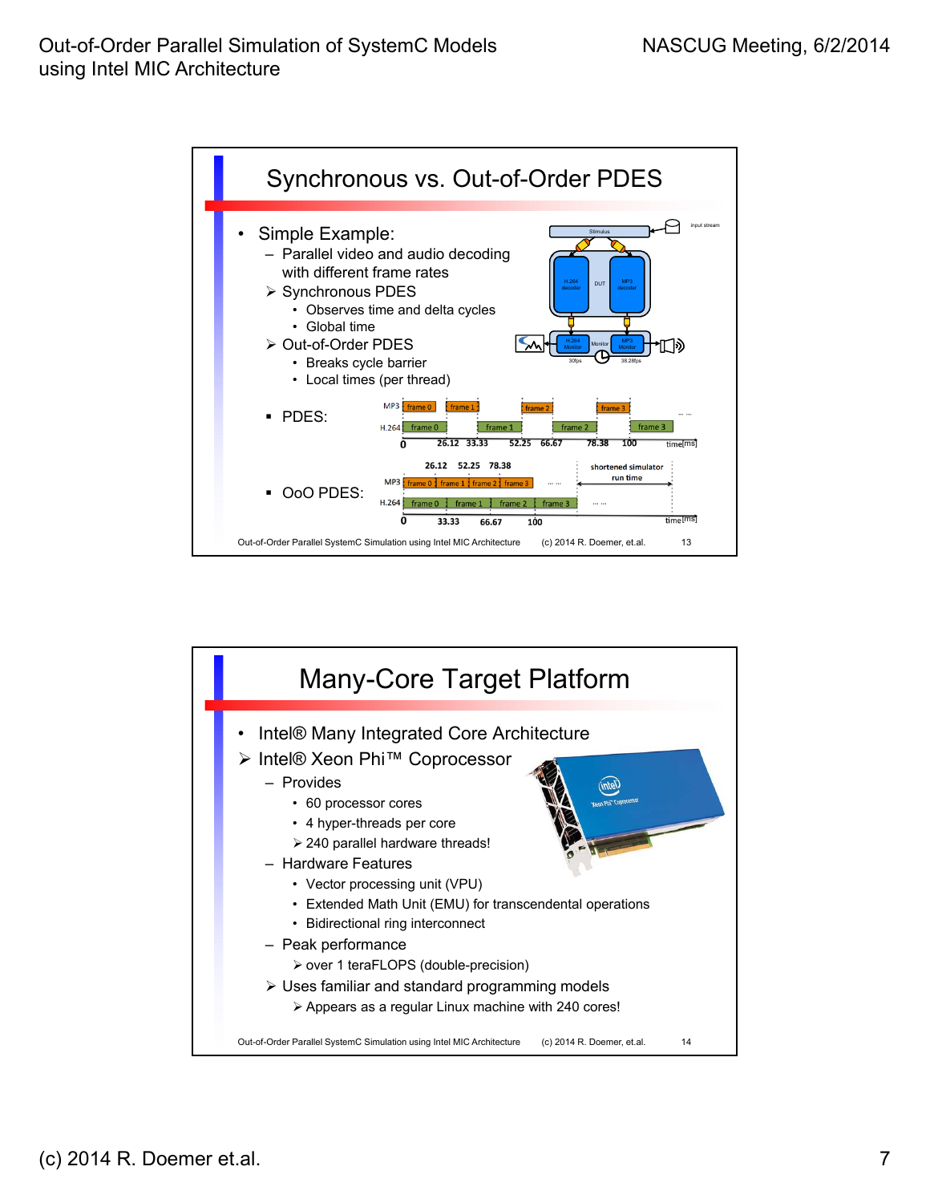## Synchronous vs. Out-of-Order PDES

- Simple Example:
  - Parallel video and audio decoding with different frame rates
  - ➢ Synchronous PDES
    - Observes time and delta cycles
    - Global time
  - ➢ Out-of-Order PDES
    - Breaks cycle barrier
    - Local times (per thread)
- PDES:
- OoO PDES:

## Many-Core Target Platform

- Intel® Many Integrated Core Architecture
- ➢ Intel® Xeon Phi™ Coprocessor
  - Provides
    - 60 processor cores
    - 4 hyper-threads per core
    - ➢ 240 parallel hardware threads!
  - Hardware Features
    - Vector processing unit (VPU)
    - Extended Math Unit (EMU) for transcendental operations
    - Bidirectional ring interconnect
  - Peak performance
    - ➢ over 1 teraFLOPS (double-precision)
  - ➢ Uses familiar and standard programming models
    - ➢ Appears as a regular Linux machine with 240 cores!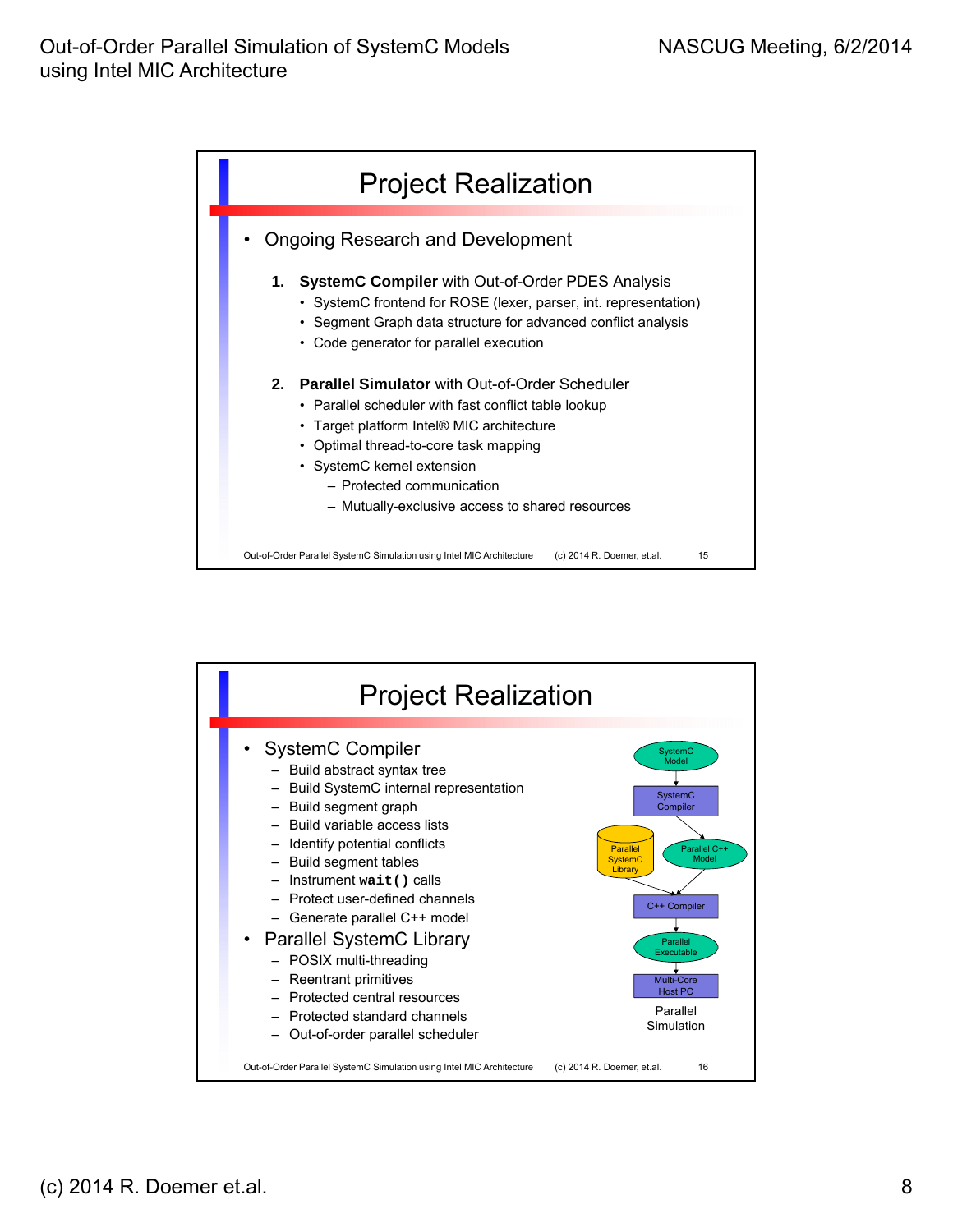## Project Realization

- Ongoing Research and Development

  1. **SystemC Compiler** with Out-of-Order PDES Analysis
     - SystemC frontend for ROSE (lexer, parser, int. representation)
     - Segment Graph data structure for advanced conflict analysis
     - Code generator for parallel execution

  2. **Parallel Simulator** with Out-of-Order Scheduler
     - Parallel scheduler with fast conflict table lookup
     - Target platform Intel® MIC architecture
     - Optimal thread-to-core task mapping
     - SystemC kernel extension
       - Protected communication
       - Mutually-exclusive access to shared resources

## Project Realization

- SystemC Compiler
  - Build abstract syntax tree
  - Build SystemC internal representation
  - Build segment graph
  - Build variable access lists
  - Identify potential conflicts
  - Build segment tables
  - Instrument `wait()` calls
  - Protect user-defined channels
  - Generate parallel C++ model
- Parallel SystemC Library
  - POSIX multi-threading
  - Reentrant primitives
  - Protected central resources
  - Protected standard channels
  - Out-of-order parallel scheduler

SystemC Model → SystemC Compiler → Parallel C++ Model; Parallel SystemC Library + Parallel C++ Model → C++ Compiler → Parallel Executable → Multi-Core Host PC

Parallel Simulation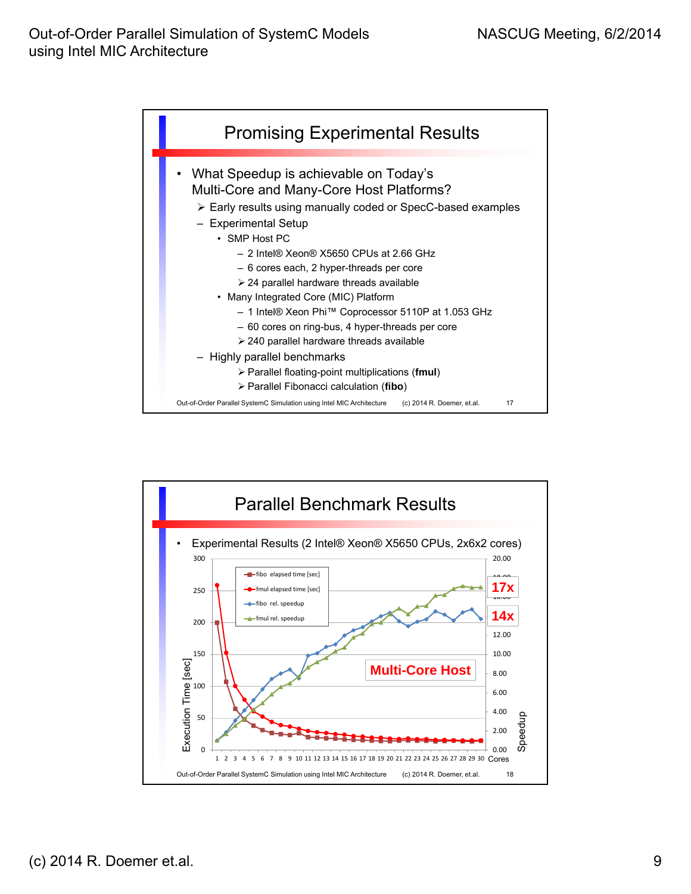## Promising Experimental Results

- What Speedup is achievable on Today's Multi-Core and Many-Core Host Platforms?
  - ➢ Early results using manually coded or SpecC-based examples
  - – Experimental Setup
    - SMP Host PC
      - – 2 Intel® Xeon® X5650 CPUs at 2.66 GHz
      - – 6 cores each, 2 hyper-threads per core
      - ➢ 24 parallel hardware threads available
    - Many Integrated Core (MIC) Platform
      - – 1 Intel® Xeon Phi™ Coprocessor 5110P at 1.053 GHz
      - – 60 cores on ring-bus, 4 hyper-threads per core
      - ➢ 240 parallel hardware threads available
  - – Highly parallel benchmarks
    - ➢ Parallel floating-point multiplications (**fmul**)
    - ➢ Parallel Fibonacci calculation (**fibo**)

Out-of-Order Parallel SystemC Simulation using Intel MIC Architecture (c) 2014 R. Doemer, et.al. 17

## Parallel Benchmark Results

- Experimental Results (2 Intel® Xeon® X5650 CPUs, 2x6x2 cores)

Chart legend: fibo elapsed time [sec], fmul elapsed time [sec], fibo rel. speedup, fmul rel. speedup

Axes: Execution Time [sec] (0–300), Speedup (0.00–20.00), Cores (1–30)

Annotations: **17x**, **14x**, **Multi-Core Host**

Out-of-Order Parallel SystemC Simulation using Intel MIC Architecture (c) 2014 R. Doemer, et.al. 18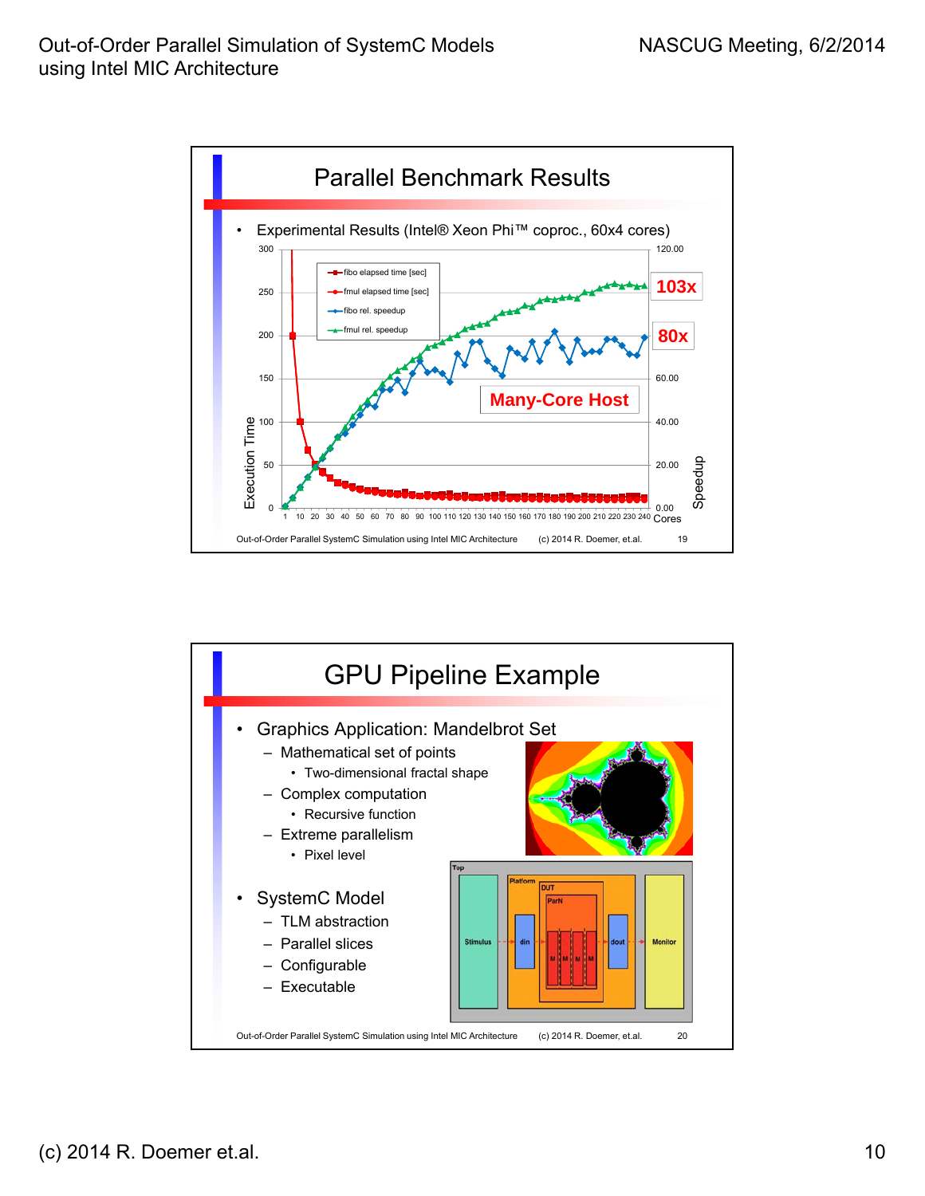## Parallel Benchmark Results

- Experimental Results (Intel® Xeon Phi™ coproc., 60x4 cores)

Legend: fibo elapsed time [sec]; fmul elapsed time [sec]; fibo rel. speedup; fmul rel. speedup

Execution Time / Speedup / Cores

103x

80x

Many-Core Host

## GPU Pipeline Example

- Graphics Application: Mandelbrot Set
  - Mathematical set of points
    - Two-dimensional fractal shape
  - Complex computation
    - Recursive function
  - Extreme parallelism
    - Pixel level
- SystemC Model
  - TLM abstraction
  - Parallel slices
  - Configurable
  - Executable

Top: Stimulus → Platform (din → DUT (ParN: M M M M) → dout) → Monitor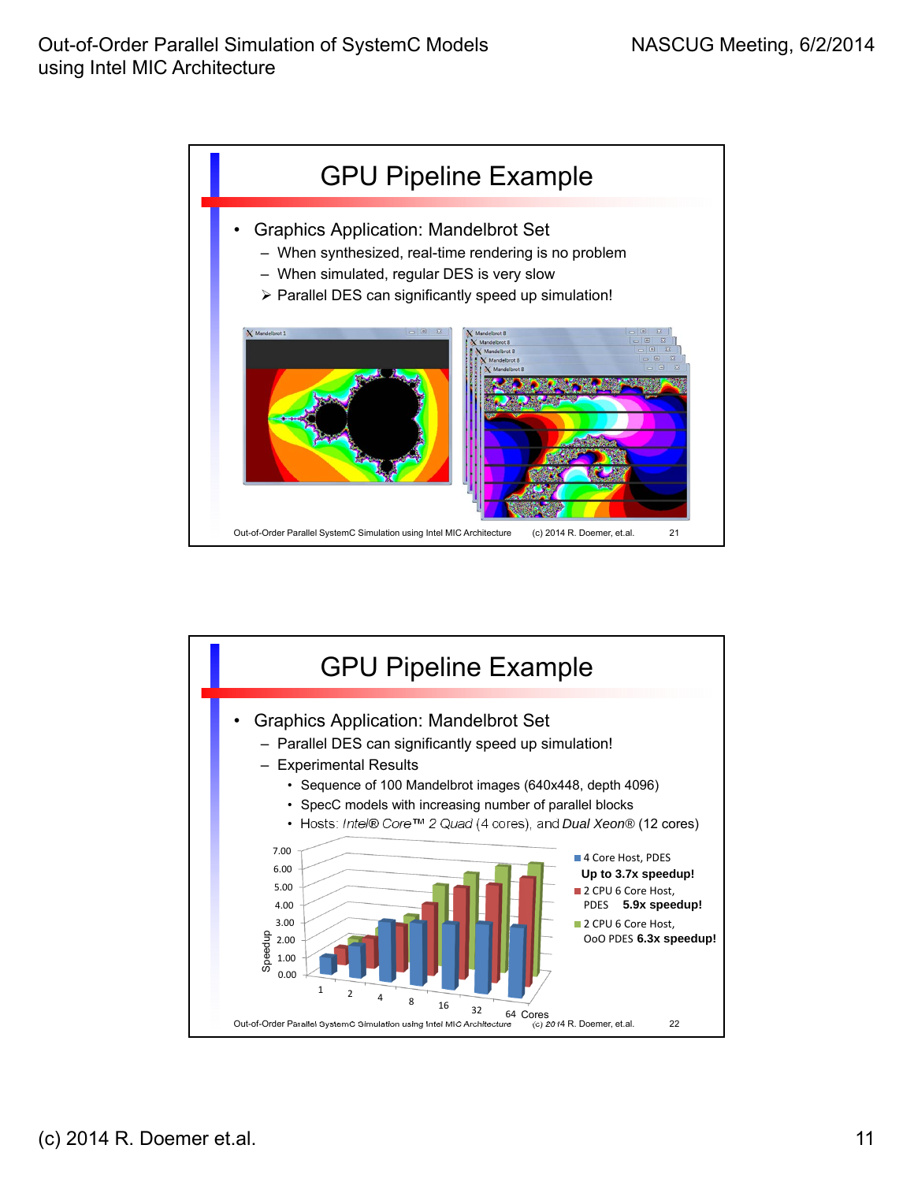## GPU Pipeline Example

- Graphics Application: Mandelbrot Set
  - When synthesized, real-time rendering is no problem
  - When simulated, regular DES is very slow
  - ➢ Parallel DES can significantly speed up simulation!

Out-of-Order Parallel SystemC Simulation using Intel MIC Architecture (c) 2014 R. Doemer, et.al. 21

## GPU Pipeline Example

- Graphics Application: Mandelbrot Set
  - Parallel DES can significantly speed up simulation!
  - Experimental Results
    - Sequence of 100 Mandelbrot images (640x448, depth 4096)
    - SpecC models with increasing number of parallel blocks
    - Hosts: *Intel® Core™ 2 Quad* (4 cores), and *Dual Xeon®* (12 cores)

Speedup: 0.00 – 7.00

Cores: 1, 2, 4, 8, 16, 32, 64

- 4 Core Host, PDES **Up to 3.7x speedup!**
- 2 CPU 6 Core Host, PDES **5.9x speedup!**
- 2 CPU 6 Core Host, OoO PDES **6.3x speedup!**

Out-of-Order Parallel SystemC Simulation using Intel MIC Architecture (c) 2014 R. Doemer, et.al. 22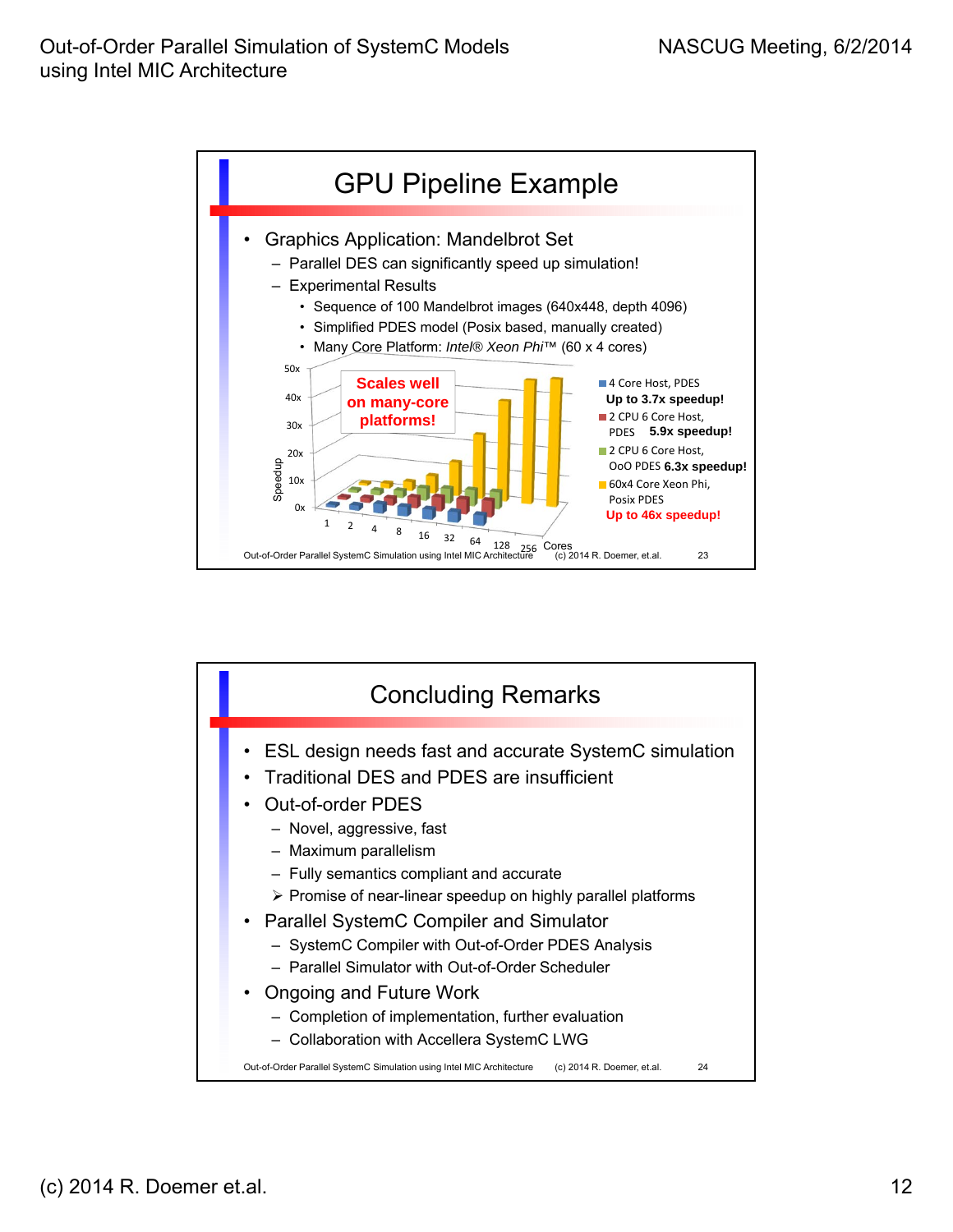## GPU Pipeline Example

- Graphics Application: Mandelbrot Set
  - Parallel DES can significantly speed up simulation!
  - Experimental Results
    - Sequence of 100 Mandelbrot images (640x448, depth 4096)
    - Simplified PDES model (Posix based, manually created)
    - Many Core Platform: *Intel® Xeon Phi™* (60 x 4 cores)

**Scales well on many-core platforms!**

- 4 Core Host, PDES — **Up to 3.7x speedup!**
- 2 CPU 6 Core Host, PDES — **5.9x speedup!**
- 2 CPU 6 Core Host, OoO PDES — **6.3x speedup!**
- 60x4 Core Xeon Phi, Posix PDES — **Up to 46x speedup!**

Speedup (0x–50x) vs. Cores (1, 2, 4, 8, 16, 32, 64, 128, 256)

## Concluding Remarks

- ESL design needs fast and accurate SystemC simulation
- Traditional DES and PDES are insufficient
- Out-of-order PDES
  - Novel, aggressive, fast
  - Maximum parallelism
  - Fully semantics compliant and accurate
  - ➢ Promise of near-linear speedup on highly parallel platforms
- Parallel SystemC Compiler and Simulator
  - SystemC Compiler with Out-of-Order PDES Analysis
  - Parallel Simulator with Out-of-Order Scheduler
- Ongoing and Future Work
  - Completion of implementation, further evaluation
  - Collaboration with Accellera SystemC LWG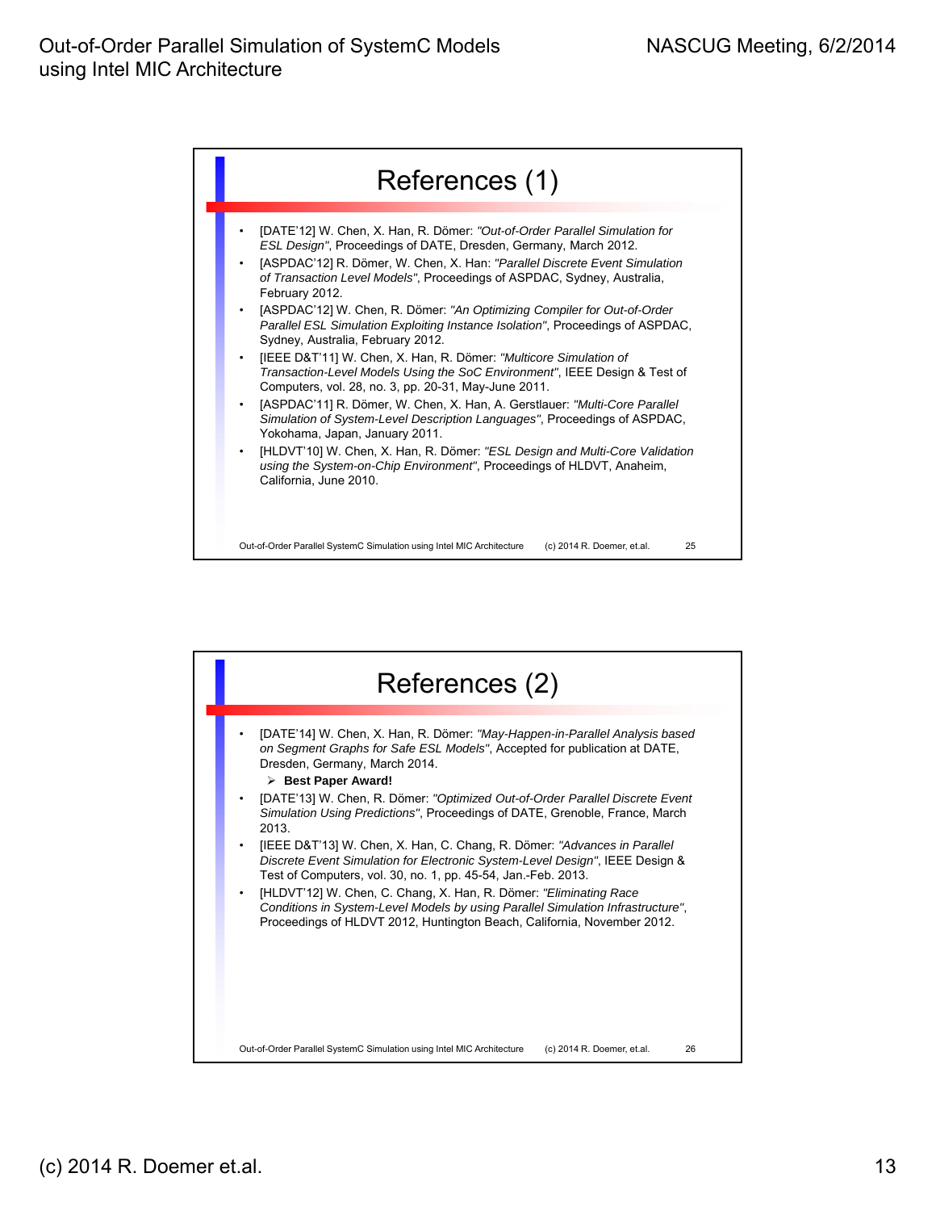## References (1)

- [DATE'12] W. Chen, X. Han, R. Dömer: *"Out-of-Order Parallel Simulation for ESL Design"*, Proceedings of DATE, Dresden, Germany, March 2012.
- [ASPDAC'12] R. Dömer, W. Chen, X. Han: *"Parallel Discrete Event Simulation of Transaction Level Models"*, Proceedings of ASPDAC, Sydney, Australia, February 2012.
- [ASPDAC'12] W. Chen, R. Dömer: *"An Optimizing Compiler for Out-of-Order Parallel ESL Simulation Exploiting Instance Isolation"*, Proceedings of ASPDAC, Sydney, Australia, February 2012.
- [IEEE D&T'11] W. Chen, X. Han, R. Dömer: *"Multicore Simulation of Transaction-Level Models Using the SoC Environment"*, IEEE Design & Test of Computers, vol. 28, no. 3, pp. 20-31, May-June 2011.
- [ASPDAC'11] R. Dömer, W. Chen, X. Han, A. Gerstlauer: *"Multi-Core Parallel Simulation of System-Level Description Languages"*, Proceedings of ASPDAC, Yokohama, Japan, January 2011.
- [HLDVT'10] W. Chen, X. Han, R. Dömer: *"ESL Design and Multi-Core Validation using the System-on-Chip Environment"*, Proceedings of HLDVT, Anaheim, California, June 2010.

## References (2)

- [DATE'14] W. Chen, X. Han, R. Dömer: *"May-Happen-in-Parallel Analysis based on Segment Graphs for Safe ESL Models"*, Accepted for publication at DATE, Dresden, Germany, March 2014.
  - **Best Paper Award!**
- [DATE'13] W. Chen, R. Dömer: *"Optimized Out-of-Order Parallel Discrete Event Simulation Using Predictions"*, Proceedings of DATE, Grenoble, France, March 2013.
- [IEEE D&T'13] W. Chen, X. Han, C. Chang, R. Dömer: *"Advances in Parallel Discrete Event Simulation for Electronic System-Level Design"*, IEEE Design & Test of Computers, vol. 30, no. 1, pp. 45-54, Jan.-Feb. 2013.
- [HLDVT'12] W. Chen, C. Chang, X. Han, R. Dömer: *"Eliminating Race Conditions in System-Level Models by using Parallel Simulation Infrastructure"*, Proceedings of HLDVT 2012, Huntington Beach, California, November 2012.